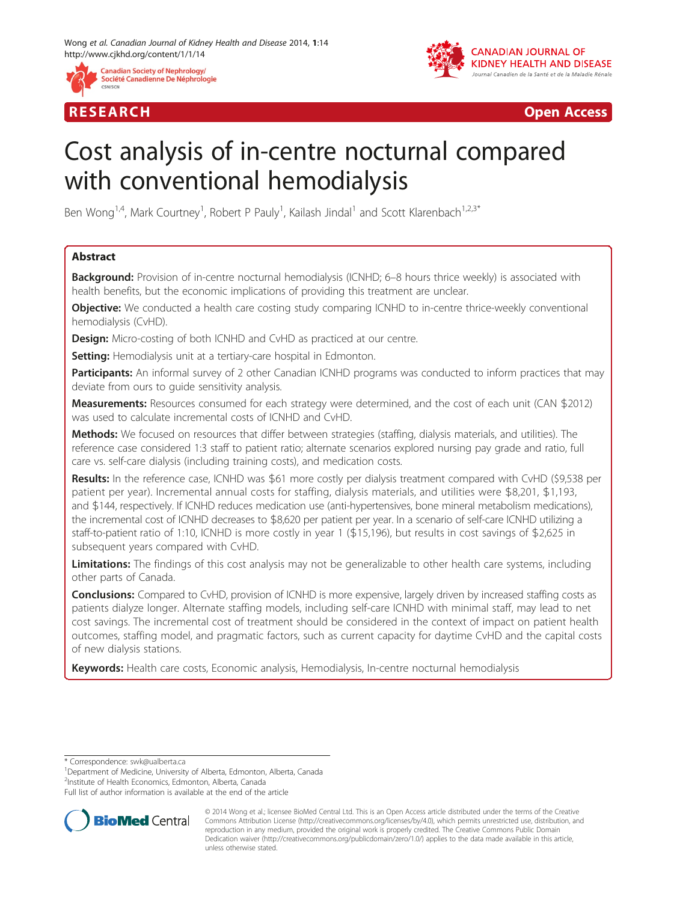RESEARCH Open Access

# Cost analysis of in-centre nocturnal compared with conventional hemodialysis

Ben Wong[1,4], Mark Courtney[1], Robert P Pauly[1], Kailash Jindal[1] and Scott Klarenbach[1,2,3*]

## Abstract

**Background:** Provision of in-centre nocturnal hemodialysis (ICNHD; 6–8 hours thrice weekly) is associated with health benefits, but the economic implications of providing this treatment are unclear.

**Objective:** We conducted a health care costing study comparing ICNHD to in-centre thrice-weekly conventional hemodialysis (CvHD).

**Design:** Micro-costing of both ICNHD and CvHD as practiced at our centre.

**Setting:** Hemodialysis unit at a tertiary-care hospital in Edmonton.

**Participants:** An informal survey of 2 other Canadian ICNHD programs was conducted to inform practices that may deviate from ours to guide sensitivity analysis.

**Measurements:** Resources consumed for each strategy were determined, and the cost of each unit (CAN $2012) was used to calculate incremental costs of ICNHD and CvHD.

**Methods:** We focused on resources that differ between strategies (staffing, dialysis materials, and utilities). The reference case considered 1:3 staff to patient ratio; alternate scenarios explored nursing pay grade and ratio, full care vs. self-care dialysis (including training costs), and medication costs.

**Results:** In the reference case, ICNHD was $61 more costly per dialysis treatment compared with CvHD ($9,538 per patient per year). Incremental annual costs for staffing, dialysis materials, and utilities were $8,201, $1,193, and $144, respectively. If ICNHD reduces medication use (anti-hypertensives, bone mineral metabolism medications), the incremental cost of ICNHD decreases to $8,620 per patient per year. In a scenario of self-care ICNHD utilizing a staff-to-patient ratio of 1:10, ICNHD is more costly in year 1 ($15,196), but results in cost savings of $2,625 in subsequent years compared with CvHD.

**Limitations:** The findings of this cost analysis may not be generalizable to other health care systems, including other parts of Canada.

**Conclusions:** Compared to CvHD, provision of ICNHD is more expensive, largely driven by increased staffing costs as patients dialyze longer. Alternate staffing models, including self-care ICNHD with minimal staff, may lead to net cost savings. The incremental cost of treatment should be considered in the context of impact on patient health outcomes, staffing model, and pragmatic factors, such as current capacity for daytime CvHD and the capital costs of new dialysis stations.

**Keywords:** Health care costs, Economic analysis, Hemodialysis, In-centre nocturnal hemodialysis

---

\* Correspondence: swk@ualberta.ca
[1]Department of Medicine, University of Alberta, Edmonton, Alberta, Canada
[2]Institute of Health Economics, Edmonton, Alberta, Canada
Full list of author information is available at the end of the article

© 2014 Wong et al.; licensee BioMed Central Ltd. This is an Open Access article distributed under the terms of the Creative Commons Attribution License (http://creativecommons.org/licenses/by/4.0), which permits unrestricted use, distribution, and reproduction in any medium, provided the original work is properly credited. The Creative Commons Public Domain Dedication waiver (http://creativecommons.org/publicdomain/zero/1.0/) applies to the data made available in this article, unless otherwise stated.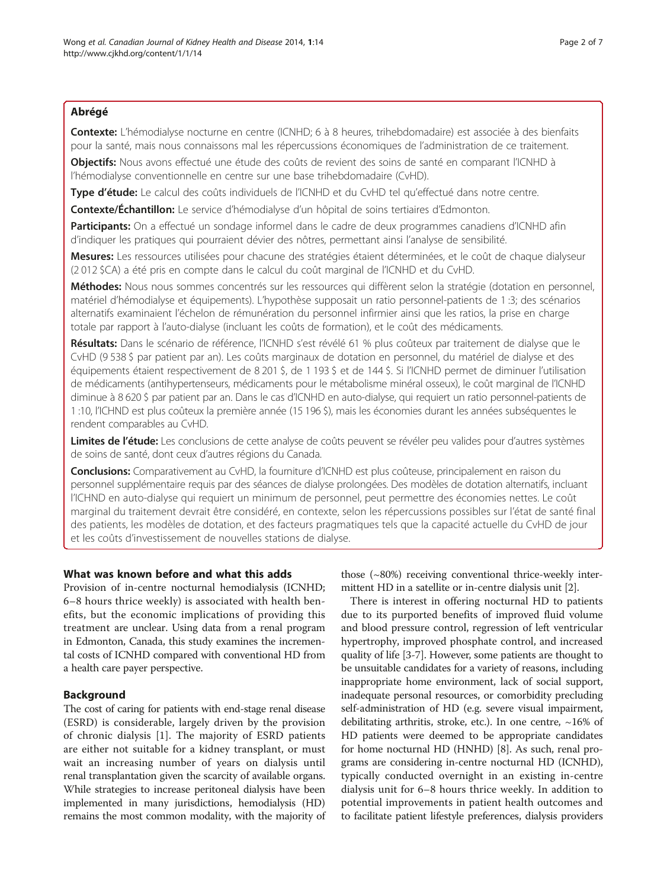## Abrégé

**Contexte:** L'hémodialyse nocturne en centre (ICNHD; 6 à 8 heures, trihebdomadaire) est associée à des bienfaits pour la santé, mais nous connaissons mal les répercussions économiques de l'administration de ce traitement.

**Objectifs:** Nous avons effectué une étude des coûts de revient des soins de santé en comparant l'ICNHD à l'hémodialyse conventionnelle en centre sur une base trihebdomadaire (CvHD).

**Type d'étude:** Le calcul des coûts individuels de l'ICNHD et du CvHD tel qu'effectué dans notre centre.

**Contexte/Échantillon:** Le service d'hémodialyse d'un hôpital de soins tertiaires d'Edmonton.

**Participants:** On a effectué un sondage informel dans le cadre de deux programmes canadiens d'ICNHD afin d'indiquer les pratiques qui pourraient dévier des nôtres, permettant ainsi l'analyse de sensibilité.

**Mesures:** Les ressources utilisées pour chacune des stratégies étaient déterminées, et le coût de chaque dialyseur (2 012 $CA) a été pris en compte dans le calcul du coût marginal de l'ICNHD et du CvHD.

**Méthodes:** Nous nous sommes concentrés sur les ressources qui diffèrent selon la stratégie (dotation en personnel, matériel d'hémodialyse et équipements). L'hypothèse supposait un ratio personnel-patients de 1 :3; des scénarios alternatifs examinaient l'échelon de rémunération du personnel infirmier ainsi que les ratios, la prise en charge totale par rapport à l'auto-dialyse (incluant les coûts de formation), et le coût des médicaments.

**Résultats:** Dans le scénario de référence, l'ICNHD s'est révélé 61 % plus coûteux par traitement de dialyse que le CvHD (9 538 $ par patient par an). Les coûts marginaux de dotation en personnel, du matériel de dialyse et des équipements étaient respectivement de 8 201 $, de 1 193 $ et de 144 $. Si l'ICNHD permet de diminuer l'utilisation de médicaments (antihypertenseurs, médicaments pour le métabolisme minéral osseux), le coût marginal de l'ICNHD diminue à 8 620 $ par patient par an. Dans le cas d'ICNHD en auto-dialyse, qui requiert un ratio personnel-patients de 1 :10, l'ICHND est plus coûteux la première année (15 196 $), mais les économies durant les années subséquentes le rendent comparables au CvHD.

**Limites de l'étude:** Les conclusions de cette analyse de coûts peuvent se révéler peu valides pour d'autres systèmes de soins de santé, dont ceux d'autres régions du Canada.

**Conclusions:** Comparativement au CvHD, la fourniture d'ICNHD est plus coûteuse, principalement en raison du personnel supplémentaire requis par des séances de dialyse prolongées. Des modèles de dotation alternatifs, incluant l'ICHND en auto-dialyse qui requiert un minimum de personnel, peut permettre des économies nettes. Le coût marginal du traitement devrait être considéré, en contexte, selon les répercussions possibles sur l'état de santé final des patients, les modèles de dotation, et des facteurs pragmatiques tels que la capacité actuelle du CvHD de jour et les coûts d'investissement de nouvelles stations de dialyse.

## What was known before and what this adds

Provision of in-centre nocturnal hemodialysis (ICNHD; 6–8 hours thrice weekly) is associated with health benefits, but the economic implications of providing this treatment are unclear. Using data from a renal program in Edmonton, Canada, this study examines the incremental costs of ICNHD compared with conventional HD from a health care payer perspective.

## Background

The cost of caring for patients with end-stage renal disease (ESRD) is considerable, largely driven by the provision of chronic dialysis [1]. The majority of ESRD patients are either not suitable for a kidney transplant, or must wait an increasing number of years on dialysis until renal transplantation given the scarcity of available organs. While strategies to increase peritoneal dialysis have been implemented in many jurisdictions, hemodialysis (HD) remains the most common modality, with the majority of those (~80%) receiving conventional thrice-weekly intermittent HD in a satellite or in-centre dialysis unit [2].

There is interest in offering nocturnal HD to patients due to its purported benefits of improved fluid volume and blood pressure control, regression of left ventricular hypertrophy, improved phosphate control, and increased quality of life [3-7]. However, some patients are thought to be unsuitable candidates for a variety of reasons, including inappropriate home environment, lack of social support, inadequate personal resources, or comorbidity precluding self-administration of HD (e.g. severe visual impairment, debilitating arthritis, stroke, etc.). In one centre, ~16% of HD patients were deemed to be appropriate candidates for home nocturnal HD (HNHD) [8]. As such, renal programs are considering in-centre nocturnal HD (ICNHD), typically conducted overnight in an existing in-centre dialysis unit for 6–8 hours thrice weekly. In addition to potential improvements in patient health outcomes and to facilitate patient lifestyle preferences, dialysis providers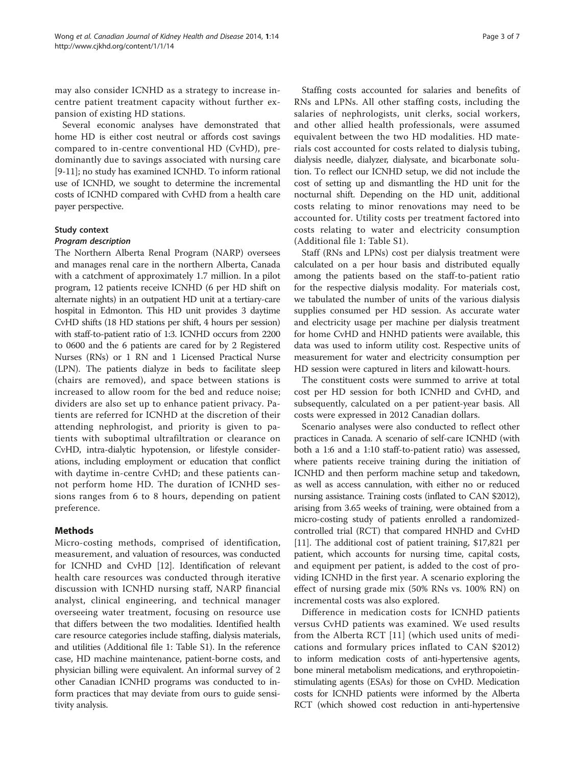may also consider ICNHD as a strategy to increase in-centre patient treatment capacity without further expansion of existing HD stations.

Several economic analyses have demonstrated that home HD is either cost neutral or affords cost savings compared to in-centre conventional HD (CvHD), predominantly due to savings associated with nursing care [9-11]; no study has examined ICNHD. To inform rational use of ICNHD, we sought to determine the incremental costs of ICNHD compared with CvHD from a health care payer perspective.

### Study context

#### *Program description*

The Northern Alberta Renal Program (NARP) oversees and manages renal care in the northern Alberta, Canada with a catchment of approximately 1.7 million. In a pilot program, 12 patients receive ICNHD (6 per HD shift on alternate nights) in an outpatient HD unit at a tertiary-care hospital in Edmonton. This HD unit provides 3 daytime CvHD shifts (18 HD stations per shift, 4 hours per session) with staff-to-patient ratio of 1:3. ICNHD occurs from 2200 to 0600 and the 6 patients are cared for by 2 Registered Nurses (RNs) or 1 RN and 1 Licensed Practical Nurse (LPN). The patients dialyze in beds to facilitate sleep (chairs are removed), and space between stations is increased to allow room for the bed and reduce noise; dividers are also set up to enhance patient privacy. Patients are referred for ICNHD at the discretion of their attending nephrologist, and priority is given to patients with suboptimal ultrafiltration or clearance on CvHD, intra-dialytic hypotension, or lifestyle considerations, including employment or education that conflict with daytime in-centre CvHD; and these patients cannot perform home HD. The duration of ICNHD sessions ranges from 6 to 8 hours, depending on patient preference.

## Methods

Micro-costing methods, comprised of identification, measurement, and valuation of resources, was conducted for ICNHD and CvHD [12]. Identification of relevant health care resources was conducted through iterative discussion with ICNHD nursing staff, NARP financial analyst, clinical engineering, and technical manager overseeing water treatment, focusing on resource use that differs between the two modalities. Identified health care resource categories include staffing, dialysis materials, and utilities (Additional file 1: Table S1). In the reference case, HD machine maintenance, patient-borne costs, and physician billing were equivalent. An informal survey of 2 other Canadian ICNHD programs was conducted to inform practices that may deviate from ours to guide sensitivity analysis.

Staffing costs accounted for salaries and benefits of RNs and LPNs. All other staffing costs, including the salaries of nephrologists, unit clerks, social workers, and other allied health professionals, were assumed equivalent between the two HD modalities. HD materials cost accounted for costs related to dialysis tubing, dialysis needle, dialyzer, dialysate, and bicarbonate solution. To reflect our ICNHD setup, we did not include the cost of setting up and dismantling the HD unit for the nocturnal shift. Depending on the HD unit, additional costs relating to minor renovations may need to be accounted for. Utility costs per treatment factored into costs relating to water and electricity consumption (Additional file 1: Table S1).

Staff (RNs and LPNs) cost per dialysis treatment were calculated on a per hour basis and distributed equally among the patients based on the staff-to-patient ratio for the respective dialysis modality. For materials cost, we tabulated the number of units of the various dialysis supplies consumed per HD session. As accurate water and electricity usage per machine per dialysis treatment for home CvHD and HNHD patients were available, this data was used to inform utility cost. Respective units of measurement for water and electricity consumption per HD session were captured in liters and kilowatt-hours.

The constituent costs were summed to arrive at total cost per HD session for both ICNHD and CvHD, and subsequently, calculated on a per patient-year basis. All costs were expressed in 2012 Canadian dollars.

Scenario analyses were also conducted to reflect other practices in Canada. A scenario of self-care ICNHD (with both a 1:6 and a 1:10 staff-to-patient ratio) was assessed, where patients receive training during the initiation of ICNHD and then perform machine setup and takedown, as well as access cannulation, with either no or reduced nursing assistance. Training costs (inflated to CAN $2012), arising from 3.65 weeks of training, were obtained from a micro-costing study of patients enrolled a randomized-controlled trial (RCT) that compared HNHD and CvHD [11]. The additional cost of patient training, $17,821 per patient, which accounts for nursing time, capital costs, and equipment per patient, is added to the cost of providing ICNHD in the first year. A scenario exploring the effect of nursing grade mix (50% RNs vs. 100% RN) on incremental costs was also explored.

Difference in medication costs for ICNHD patients versus CvHD patients was examined. We used results from the Alberta RCT [11] (which used units of medications and formulary prices inflated to CAN $2012) to inform medication costs of anti-hypertensive agents, bone mineral metabolism medications, and erythropoietin-stimulating agents (ESAs) for those on CvHD. Medication costs for ICNHD patients were informed by the Alberta RCT (which showed cost reduction in anti-hypertensive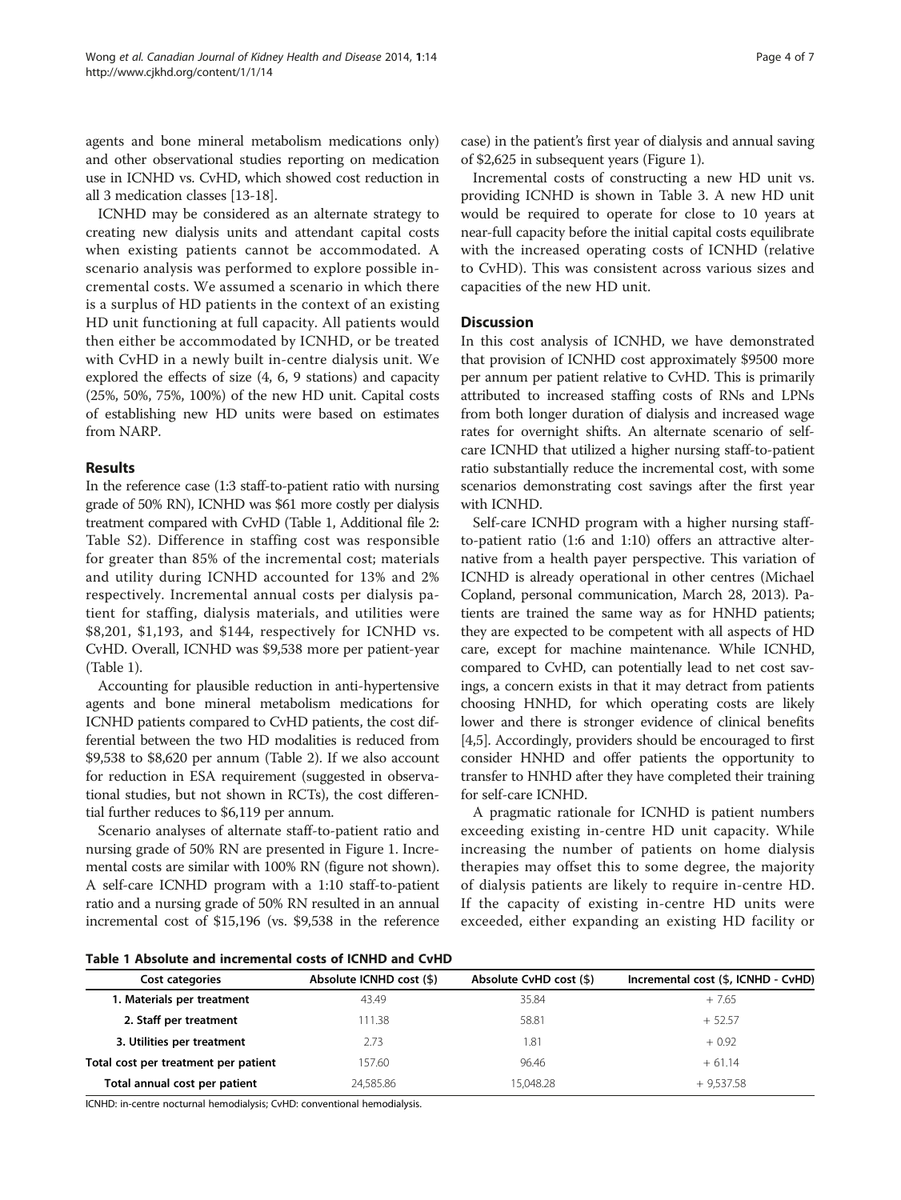agents and bone mineral metabolism medications only) and other observational studies reporting on medication use in ICNHD vs. CvHD, which showed cost reduction in all 3 medication classes [13-18].

ICNHD may be considered as an alternate strategy to creating new dialysis units and attendant capital costs when existing patients cannot be accommodated. A scenario analysis was performed to explore possible incremental costs. We assumed a scenario in which there is a surplus of HD patients in the context of an existing HD unit functioning at full capacity. All patients would then either be accommodated by ICNHD, or be treated with CvHD in a newly built in-centre dialysis unit. We explored the effects of size (4, 6, 9 stations) and capacity (25%, 50%, 75%, 100%) of the new HD unit. Capital costs of establishing new HD units were based on estimates from NARP.

## Results

In the reference case (1:3 staff-to-patient ratio with nursing grade of 50% RN), ICNHD was $61 more costly per dialysis treatment compared with CvHD (Table 1, Additional file 2: Table S2). Difference in staffing cost was responsible for greater than 85% of the incremental cost; materials and utility during ICNHD accounted for 13% and 2% respectively. Incremental annual costs per dialysis patient for staffing, dialysis materials, and utilities were $8,201, $1,193, and $144, respectively for ICNHD vs. CvHD. Overall, ICNHD was $9,538 more per patient-year (Table 1).

Accounting for plausible reduction in anti-hypertensive agents and bone mineral metabolism medications for ICNHD patients compared to CvHD patients, the cost differential between the two HD modalities is reduced from $9,538 to $8,620 per annum (Table 2). If we also account for reduction in ESA requirement (suggested in observational studies, but not shown in RCTs), the cost differential further reduces to $6,119 per annum.

Scenario analyses of alternate staff-to-patient ratio and nursing grade of 50% RN are presented in Figure 1. Incremental costs are similar with 100% RN (figure not shown). A self-care ICNHD program with a 1:10 staff-to-patient ratio and a nursing grade of 50% RN resulted in an annual incremental cost of $15,196 (vs. $9,538 in the reference case) in the patient's first year of dialysis and annual saving of $2,625 in subsequent years (Figure 1).

Incremental costs of constructing a new HD unit vs. providing ICNHD is shown in Table 3. A new HD unit would be required to operate for close to 10 years at near-full capacity before the initial capital costs equilibrate with the increased operating costs of ICNHD (relative to CvHD). This was consistent across various sizes and capacities of the new HD unit.

## Discussion

In this cost analysis of ICNHD, we have demonstrated that provision of ICNHD cost approximately $9500 more per annum per patient relative to CvHD. This is primarily attributed to increased staffing costs of RNs and LPNs from both longer duration of dialysis and increased wage rates for overnight shifts. An alternate scenario of self-care ICNHD that utilized a higher nursing staff-to-patient ratio substantially reduce the incremental cost, with some scenarios demonstrating cost savings after the first year with ICNHD.

Self-care ICNHD program with a higher nursing staff-to-patient ratio (1:6 and 1:10) offers an attractive alternative from a health payer perspective. This variation of ICNHD is already operational in other centres (Michael Copland, personal communication, March 28, 2013). Patients are trained the same way as for HNHD patients; they are expected to be competent with all aspects of HD care, except for machine maintenance. While ICNHD, compared to CvHD, can potentially lead to net cost savings, a concern exists in that it may detract from patients choosing HNHD, for which operating costs are likely lower and there is stronger evidence of clinical benefits [4,5]. Accordingly, providers should be encouraged to first consider HNHD and offer patients the opportunity to transfer to HNHD after they have completed their training for self-care ICNHD.

A pragmatic rationale for ICNHD is patient numbers exceeding existing in-centre HD unit capacity. While increasing the number of patients on home dialysis therapies may offset this to some degree, the majority of dialysis patients are likely to require in-centre HD. If the capacity of existing in-centre HD units were exceeded, either expanding an existing HD facility or

**Table 1 Absolute and incremental costs of ICNHD and CvHD**

| Cost categories | Absolute ICNHD cost ($) | Absolute CvHD cost ($) | Incremental cost ($, ICNHD - CvHD) |
|---|---|---|---|
| 1. Materials per treatment | 43.49 | 35.84 | + 7.65 |
| 2. Staff per treatment | 111.38 | 58.81 | + 52.57 |
| 3. Utilities per treatment | 2.73 | 1.81 | + 0.92 |
| Total cost per treatment per patient | 157.60 | 96.46 | + 61.14 |
| Total annual cost per patient | 24,585.86 | 15,048.28 | + 9,537.58 |

ICNHD: in-centre nocturnal hemodialysis; CvHD: conventional hemodialysis.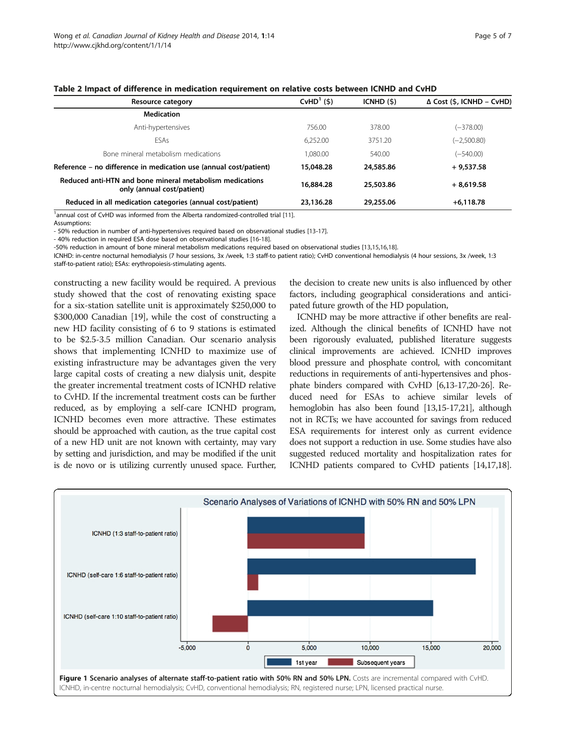**Table 2 Impact of difference in medication requirement on relative costs between ICNHD and CvHD**

| Resource category | CvHD[1] ($) | ICNHD ($) | Δ Cost ($, ICNHD – CvHD) |
|---|---|---|---|
| **Medication** | | | |
| Anti-hypertensives | 756.00 | 378.00 | (−378.00) |
| ESAs | 6,252.00 | 3751.20 | (−2,500.80) |
| Bone mineral metabolism medications | 1,080.00 | 540.00 | (−540.00) |
| **Reference – no difference in medication use (annual cost/patient)** | **15,048.28** | **24,585.86** | **+ 9,537.58** |
| **Reduced anti-HTN and bone mineral metabolism medications only (annual cost/patient)** | **16,884.28** | **25,503.86** | **+ 8,619.58** |
| **Reduced in all medication categories (annual cost/patient)** | **23,136.28** | **29,255.06** | **+6,118.78** |

[1]annual cost of CvHD was informed from the Alberta randomized-controlled trial [11].
Assumptions:
- 50% reduction in number of anti-hypertensives required based on observational studies [13-17].
- 40% reduction in required ESA dose based on observational studies [16-18].
-50% reduction in amount of bone mineral metabolism medications required based on observational studies [13,15,16,18].
ICNHD: in-centre nocturnal hemodialysis (7 hour sessions, 3x /week, 1:3 staff-to patient ratio); CvHD conventional hemodialysis (4 hour sessions, 3x /week, 1:3 staff-to-patient ratio); ESAs: erythropoiesis-stimulating agents.

constructing a new facility would be required. A previous study showed that the cost of renovating existing space for a six-station satellite unit is approximately $250,000 to $300,000 Canadian [19], while the cost of constructing a new HD facility consisting of 6 to 9 stations is estimated to be $2.5-3.5 million Canadian. Our scenario analysis shows that implementing ICNHD to maximize use of existing infrastructure may be advantages given the very large capital costs of creating a new dialysis unit, despite the greater incremental treatment costs of ICNHD relative to CvHD. If the incremental treatment costs can be further reduced, as by employing a self-care ICNHD program, ICNHD becomes even more attractive. These estimates should be approached with caution, as the true capital cost of a new HD unit are not known with certainty, may vary by setting and jurisdiction, and may be modified if the unit is de novo or is utilizing currently unused space. Further, the decision to create new units is also influenced by other factors, including geographical considerations and anticipated future growth of the HD population,

ICNHD may be more attractive if other benefits are realized. Although the clinical benefits of ICNHD have not been rigorously evaluated, published literature suggests clinical improvements are achieved. ICNHD improves blood pressure and phosphate control, with concomitant reductions in requirements of anti-hypertensives and phosphate binders compared with CvHD [6,13-17,20-26]. Reduced need for ESAs to achieve similar levels of hemoglobin has also been found [13,15-17,21], although not in RCTs; we have accounted for savings from reduced ESA requirements for interest only as current evidence does not support a reduction in use. Some studies have also suggested reduced mortality and hospitalization rates for ICNHD patients compared to CvHD patients [14,17,18].

**Figure 1 Scenario analyses of alternate staff-to-patient ratio with 50% RN and 50% LPN.** Costs are incremental compared with CvHD. ICNHD, in-centre nocturnal hemodialysis; CvHD, conventional hemodialysis; RN, registered nurse; LPN, licensed practical nurse.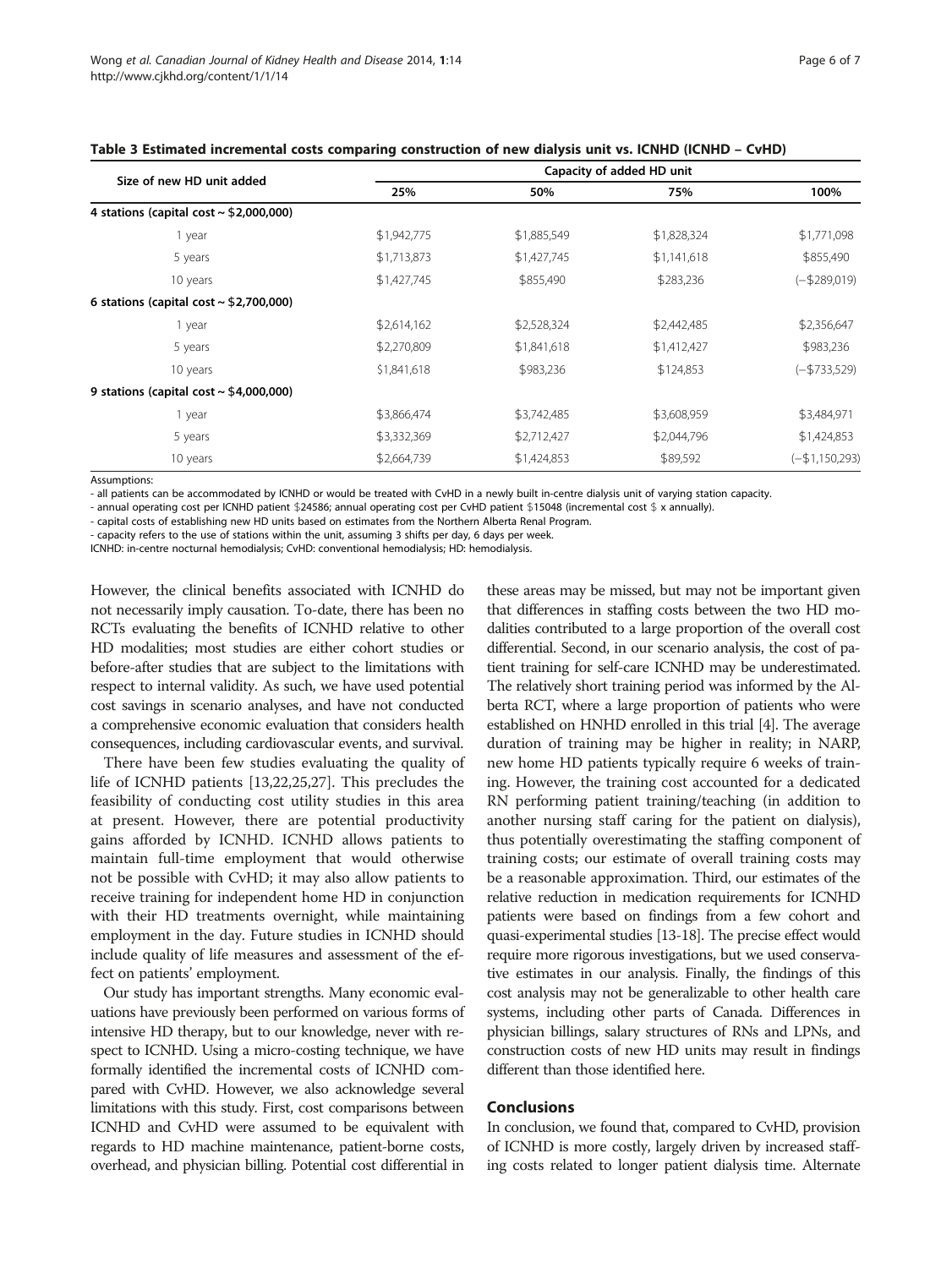**Table 3 Estimated incremental costs comparing construction of new dialysis unit vs. ICNHD (ICNHD – CvHD)**

| Size of new HD unit added | Capacity of added HD unit | | | |
|---|---|---|---|---|
| | 25% | 50% | 75% | 100% |
| **4 stations (capital cost ~ $2,000,000)** | | | | |
| 1 year | $1,942,775 | $1,885,549 | $1,828,324 | $1,771,098 |
| 5 years | $1,713,873 | $1,427,745 | $1,141,618 | $855,490 |
| 10 years | $1,427,745 | $855,490 | $283,236 | (−$289,019) |
| **6 stations (capital cost ~ $2,700,000)** | | | | |
| 1 year | $2,614,162 | $2,528,324 | $2,442,485 | $2,356,647 |
| 5 years | $2,270,809 | $1,841,618 | $1,412,427 | $983,236 |
| 10 years | $1,841,618 | $983,236 | $124,853 | (−$733,529) |
| **9 stations (capital cost ~ $4,000,000)** | | | | |
| 1 year | $3,866,474 | $3,742,485 | $3,608,959 | $3,484,971 |
| 5 years | $3,332,369 | $2,712,427 | $2,044,796 | $1,424,853 |
| 10 years | $2,664,739 | $1,424,853 | $89,592 | (−$1,150,293) |

Assumptions:

- all patients can be accommodated by ICNHD or would be treated with CvHD in a newly built in-centre dialysis unit of varying station capacity.
- annual operating cost per ICNHD patient $24586; annual operating cost per CvHD patient $15048 (incremental cost $ x annually).
- capital costs of establishing new HD units based on estimates from the Northern Alberta Renal Program.
- capacity refers to the use of stations within the unit, assuming 3 shifts per day, 6 days per week.

ICNHD: in-centre nocturnal hemodialysis; CvHD: conventional hemodialysis; HD: hemodialysis.

However, the clinical benefits associated with ICNHD do not necessarily imply causation. To-date, there has been no RCTs evaluating the benefits of ICNHD relative to other HD modalities; most studies are either cohort studies or before-after studies that are subject to the limitations with respect to internal validity. As such, we have used potential cost savings in scenario analyses, and have not conducted a comprehensive economic evaluation that considers health consequences, including cardiovascular events, and survival.

There have been few studies evaluating the quality of life of ICNHD patients [13,22,25,27]. This precludes the feasibility of conducting cost utility studies in this area at present. However, there are potential productivity gains afforded by ICNHD. ICNHD allows patients to maintain full-time employment that would otherwise not be possible with CvHD; it may also allow patients to receive training for independent home HD in conjunction with their HD treatments overnight, while maintaining employment in the day. Future studies in ICNHD should include quality of life measures and assessment of the effect on patients' employment.

Our study has important strengths. Many economic evaluations have previously been performed on various forms of intensive HD therapy, but to our knowledge, never with respect to ICNHD. Using a micro-costing technique, we have formally identified the incremental costs of ICNHD compared with CvHD. However, we also acknowledge several limitations with this study. First, cost comparisons between ICNHD and CvHD were assumed to be equivalent with regards to HD machine maintenance, patient-borne costs, overhead, and physician billing. Potential cost differential in these areas may be missed, but may not be important given that differences in staffing costs between the two HD modalities contributed to a large proportion of the overall cost differential. Second, in our scenario analysis, the cost of patient training for self-care ICNHD may be underestimated. The relatively short training period was informed by the Alberta RCT, where a large proportion of patients who were established on HNHD enrolled in this trial [4]. The average duration of training may be higher in reality; in NARP, new home HD patients typically require 6 weeks of training. However, the training cost accounted for a dedicated RN performing patient training/teaching (in addition to another nursing staff caring for the patient on dialysis), thus potentially overestimating the staffing component of training costs; our estimate of overall training costs may be a reasonable approximation. Third, our estimates of the relative reduction in medication requirements for ICNHD patients were based on findings from a few cohort and quasi-experimental studies [13-18]. The precise effect would require more rigorous investigations, but we used conservative estimates in our analysis. Finally, the findings of this cost analysis may not be generalizable to other health care systems, including other parts of Canada. Differences in physician billings, salary structures of RNs and LPNs, and construction costs of new HD units may result in findings different than those identified here.

## Conclusions

In conclusion, we found that, compared to CvHD, provision of ICNHD is more costly, largely driven by increased staffing costs related to longer patient dialysis time. Alternate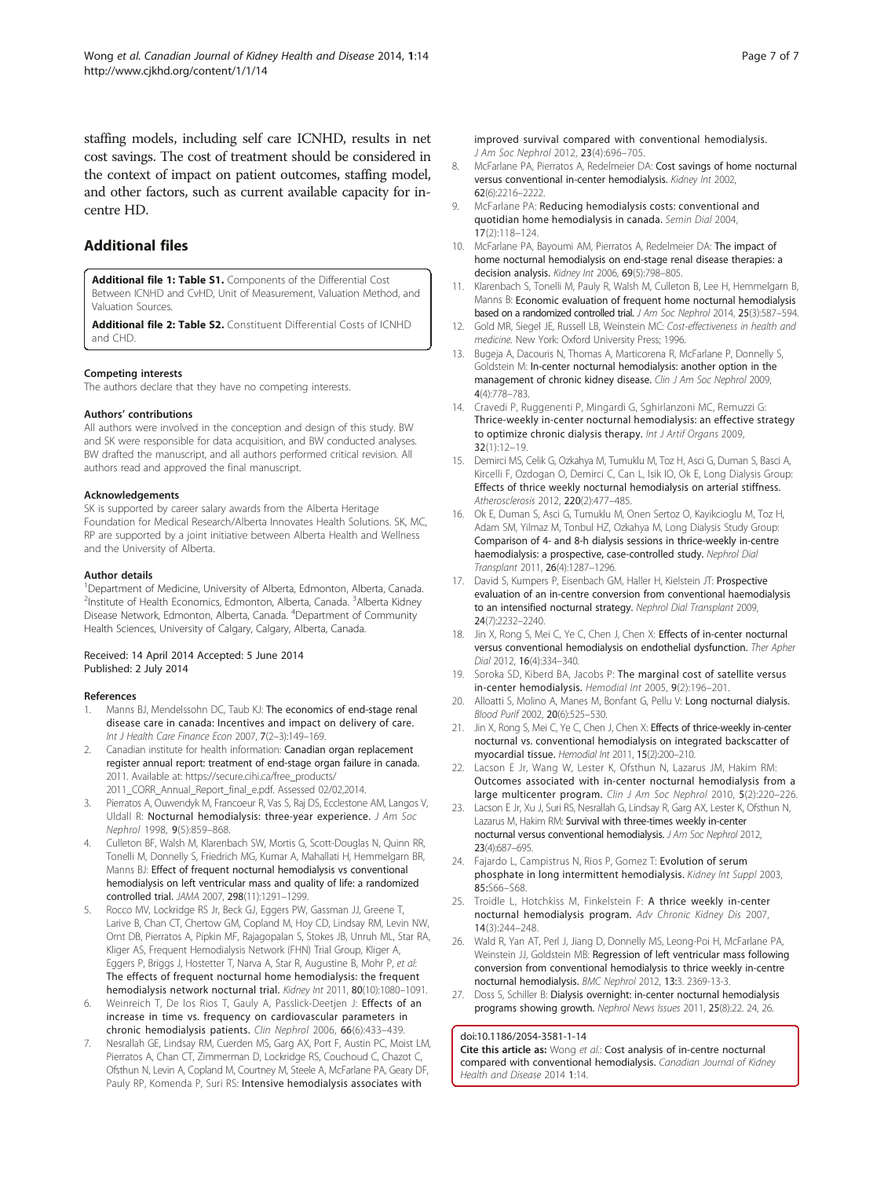staffing models, including self care ICNHD, results in net cost savings. The cost of treatment should be considered in the context of impact on patient outcomes, staffing model, and other factors, such as current available capacity for in-centre HD.

## Additional files

**Additional file 1: Table S1.** Components of the Differential Cost Between ICNHD and CvHD, Unit of Measurement, Valuation Method, and Valuation Sources.

**Additional file 2: Table S2.** Constituent Differential Costs of ICNHD and CHD.

#### Competing interests

The authors declare that they have no competing interests.

#### Authors' contributions

All authors were involved in the conception and design of this study. BW and SK were responsible for data acquisition, and BW conducted analyses. BW drafted the manuscript, and all authors performed critical revision. All authors read and approved the final manuscript.

#### Acknowledgements

SK is supported by career salary awards from the Alberta Heritage Foundation for Medical Research/Alberta Innovates Health Solutions. SK, MC, RP are supported by a joint initiative between Alberta Health and Wellness and the University of Alberta.

#### Author details

[1]Department of Medicine, University of Alberta, Edmonton, Alberta, Canada. [2]Institute of Health Economics, Edmonton, Alberta, Canada. [3]Alberta Kidney Disease Network, Edmonton, Alberta, Canada. [4]Department of Community Health Sciences, University of Calgary, Calgary, Alberta, Canada.

Received: 14 April 2014 Accepted: 5 June 2014
Published: 2 July 2014

#### References

1. Manns BJ, Mendelssohn DC, Taub KJ: **The economics of end-stage renal disease care in canada: Incentives and impact on delivery of care.** *Int J Health Care Finance Econ* 2007, **7**(2–3):149–169.
2. Canadian institute for health information: **Canadian organ replacement register annual report: treatment of end-stage organ failure in canada.** 2011. Available at: https://secure.cihi.ca/free_products/2011_CORR_Annual_Report_final_e.pdf. Assessed 02/02,2014.
3. Pierratos A, Ouwendyk M, Francoeur R, Vas S, Raj DS, Ecclestone AM, Langos V, Uldall R: **Nocturnal hemodialysis: three-year experience.** *J Am Soc Nephrol* 1998, **9**(5):859–868.
4. Culleton BF, Walsh M, Klarenbach SW, Mortis G, Scott-Douglas N, Quinn RR, Tonelli M, Donnelly S, Friedrich MG, Kumar A, Mahallati H, Hemmelgarn BR, Manns BJ: **Effect of frequent nocturnal hemodialysis vs conventional hemodialysis on left ventricular mass and quality of life: a randomized controlled trial.** *JAMA* 2007, **298**(11):1291–1299.
5. Rocco MV, Lockridge RS Jr, Beck GJ, Eggers PW, Gassman JJ, Greene T, Larive B, Chan CT, Chertow GM, Copland M, Hoy CD, Lindsay RM, Levin NW, Ornt DB, Pierratos A, Pipkin MF, Rajagopalan S, Stokes JB, Unruh ML, Star RA, Kliger AS, Frequent Hemodialysis Network (FHN) Trial Group, Kliger A, Eggers P, Briggs J, Hostetter T, Narva A, Star R, Augustine B, Mohr P, *et al*: **The effects of frequent nocturnal home hemodialysis: the frequent hemodialysis network nocturnal trial.** *Kidney Int* 2011, **80**(10):1080–1091.
6. Weinreich T, De los Rios T, Gauly A, Passlick-Deetjen J: **Effects of an increase in time vs. frequency on cardiovascular parameters in chronic hemodialysis patients.** *Clin Nephrol* 2006, **66**(6):433–439.
7. Nesrallah GE, Lindsay RM, Cuerden MS, Garg AX, Port F, Austin PC, Moist LM, Pierratos A, Chan CT, Zimmerman D, Lockridge RS, Couchoud C, Chazot C, Ofsthun N, Levin A, Copland M, Courtney M, Steele A, McFarlane PA, Geary DF, Pauly RP, Komenda P, Suri RS: **Intensive hemodialysis associates with improved survival compared with conventional hemodialysis.** *J Am Soc Nephrol* 2012, **23**(4):696–705.
8. McFarlane PA, Pierratos A, Redelmeier DA: **Cost savings of home nocturnal versus conventional in-center hemodialysis.** *Kidney Int* 2002, **62**(6):2216–2222.
9. McFarlane PA: **Reducing hemodialysis costs: conventional and quotidian home hemodialysis in canada.** *Semin Dial* 2004, **17**(2):118–124.
10. McFarlane PA, Bayoumi AM, Pierratos A, Redelmeier DA: **The impact of home nocturnal hemodialysis on end-stage renal disease therapies: a decision analysis.** *Kidney Int* 2006, **69**(5):798–805.
11. Klarenbach S, Tonelli M, Pauly R, Walsh M, Culleton B, Lee H, Hemmelgarn B, Manns B: **Economic evaluation of frequent home nocturnal hemodialysis based on a randomized controlled trial.** *J Am Soc Nephrol* 2014, **25**(3):587–594.
12. Gold MR, Siegel JE, Russell LB, Weinstein MC: *Cost-effectiveness in health and medicine.* New York: Oxford University Press; 1996.
13. Bugeja A, Dacouris N, Thomas A, Marticorena R, McFarlane P, Donnelly S, Goldstein M: **In-center nocturnal hemodialysis: another option in the management of chronic kidney disease.** *Clin J Am Soc Nephrol* 2009, **4**(4):778–783.
14. Cravedi P, Ruggenenti P, Mingardi G, Sghirlanzoni MC, Remuzzi G: **Thrice-weekly in-center nocturnal hemodialysis: an effective strategy to optimize chronic dialysis therapy.** *Int J Artif Organs* 2009, **32**(1):12–19.
15. Demirci MS, Celik G, Ozkahya M, Tumuklu M, Toz H, Asci G, Duman S, Basci A, Kircelli F, Ozdogan O, Demirci C, Can L, Isik IO, Ok E, Long Dialysis Group: **Effects of thrice weekly nocturnal hemodialysis on arterial stiffness.** *Atherosclerosis* 2012, **220**(2):477–485.
16. Ok E, Duman S, Asci G, Tumuklu M, Onen Sertoz O, Kayikcioglu M, Toz H, Adam SM, Yilmaz M, Tonbul HZ, Ozkahya M, Long Dialysis Study Group: **Comparison of 4- and 8-h dialysis sessions in thrice-weekly in-centre haemodialysis: a prospective, case-controlled study.** *Nephrol Dial Transplant* 2011, **26**(4):1287–1296.
17. David S, Kumpers P, Eisenbach GM, Haller H, Kielstein JT: **Prospective evaluation of an in-centre conversion from conventional haemodialysis to an intensified nocturnal strategy.** *Nephrol Dial Transplant* 2009, **24**(7):2232–2240.
18. Jin X, Rong S, Mei C, Ye C, Chen J, Chen X: **Effects of in-center nocturnal versus conventional hemodialysis on endothelial dysfunction.** *Ther Apher Dial* 2012, **16**(4):334–340.
19. Soroka SD, Kiberd BA, Jacobs P: **The marginal cost of satellite versus in-center hemodialysis.** *Hemodial Int* 2005, **9**(2):196–201.
20. Alloatti S, Molino A, Manes M, Bonfant G, Pellu V: **Long nocturnal dialysis.** *Blood Purif* 2002, **20**(6):525–530.
21. Jin X, Rong S, Mei C, Ye C, Chen J, Chen X: **Effects of thrice-weekly in-center nocturnal vs. conventional hemodialysis on integrated backscatter of myocardial tissue.** *Hemodial Int* 2011, **15**(2):200–210.
22. Lacson E Jr, Wang W, Lester K, Ofsthun N, Lazarus JM, Hakim RM: **Outcomes associated with in-center nocturnal hemodialysis from a large multicenter program.** *Clin J Am Soc Nephrol* 2010, **5**(2):220–226.
23. Lacson E Jr, Xu J, Suri RS, Nesrallah G, Lindsay R, Garg AX, Lester K, Ofsthun N, Lazarus M, Hakim RM: **Survival with three-times weekly in-center nocturnal versus conventional hemodialysis.** *J Am Soc Nephrol* 2012, **23**(4):687–695.
24. Fajardo L, Campistrus N, Rios P, Gomez T: **Evolution of serum phosphate in long intermittent hemodialysis.** *Kidney Int Suppl* 2003, **85**:S66–S68.
25. Troidle L, Hotchkiss M, Finkelstein F: **A thrice weekly in-center nocturnal hemodialysis program.** *Adv Chronic Kidney Dis* 2007, **14**(3):244–248.
26. Wald R, Yan AT, Perl J, Jiang D, Donnelly MS, Leong-Poi H, McFarlane PA, Weinstein JJ, Goldstein MB: **Regression of left ventricular mass following conversion from conventional hemodialysis to thrice weekly in-centre nocturnal hemodialysis.** *BMC Nephrol* 2012, **13**:3. 2369-13-3.
27. Doss S, Schiller B: **Dialysis overnight: in-center nocturnal hemodialysis programs showing growth.** *Nephrol News Issues* 2011, **25**(8):22. 24, 26.

doi:10.1186/2054-3581-1-14
**Cite this article as:** Wong *et al.*: Cost analysis of in-centre nocturnal compared with conventional hemodialysis. *Canadian Journal of Kidney Health and Disease* 2014 **1**:14.